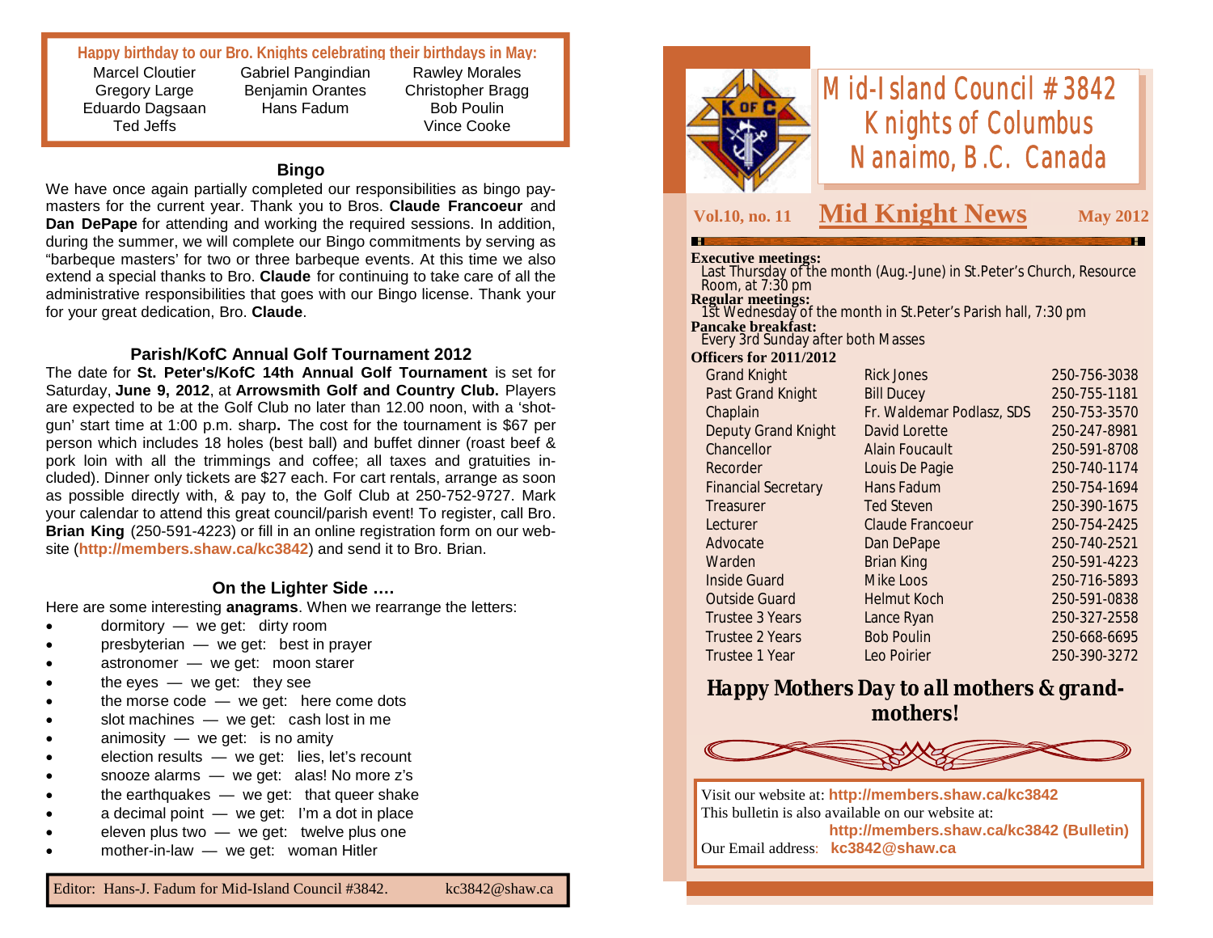**Happy birthday to our Bro. Knights celebrating their birthdays in May:**

| | | |
|---|---|---|
| Marcel Cloutier | Gabriel Pangindian | Rawley Morales |
| Gregory Large | Benjamin Orantes | Christopher Bragg |
| Eduardo Dagsaan | Hans Fadum | Bob Poulin |
| Ted Jeffs | | Vince Cooke |

## Bingo

We have once again partially completed our responsibilities as bingo pay-masters for the current year. Thank you to Bros. **Claude Francoeur** and **Dan DePape** for attending and working the required sessions. In addition, during the summer, we will complete our Bingo commitments by serving as "barbeque masters' for two or three barbeque events. At this time we also extend a special thanks to Bro. **Claude** for continuing to take care of all the administrative responsibilities that goes with our Bingo license. Thank your for your great dedication, Bro. **Claude**.

## Parish/KofC Annual Golf Tournament 2012

The date for **St. Peter's/KofC 14th Annual Golf Tournament** is set for Saturday, **June 9, 2012**, at **Arrowsmith Golf and Country Club.** Players are expected to be at the Golf Club no later than 12.00 noon, with a 'shot-gun' start time at 1:00 p.m. sharp**.** The cost for the tournament is $67 per person which includes 18 holes (best ball) and buffet dinner (roast beef & pork loin with all the trimmings and coffee; all taxes and gratuities included). Dinner only tickets are $27 each. For cart rentals, arrange as soon as possible directly with, & pay to, the Golf Club at 250-752-9727. Mark your calendar to attend this great council/parish event! To register, call Bro. **Brian King** (250-591-4223) or fill in an online registration form on our website (**http://members.shaw.ca/kc3842**) and send it to Bro. Brian.

## On the Lighter Side ….

Here are some interesting **anagrams**. When we rearrange the letters:

- dormitory — we get: dirty room
- presbyterian — we get: best in prayer
- astronomer — we get: moon starer
- the eyes — we get: they see
- the morse code — we get: here come dots
- slot machines — we get: cash lost in me
- animosity — we get: is no amity
- election results — we get: lies, let's recount
- snooze alarms — we get: alas! No more z's
- the earthquakes — we get: that queer shake
- a decimal point — we get: I'm a dot in place
- eleven plus two — we get: twelve plus one
- mother-in-law — we get: woman Hitler

Editor: Hans-J. Fadum for Mid-Island Council #3842. kc3842@shaw.ca

# Mid-Island Council #3842 Knights of Columbus Nanaimo, B.C. Canada

**Vol.10, no. 11** **Mid Knight News** **May 2012**

**Executive meetings:**
Last Thursday of the month (Aug.-June) in St.Peter's Church, Resource Room, at 7:30 pm

**Regular meetings:**
1st Wednesday of the month in St.Peter's Parish hall, 7:30 pm

**Pancake breakfast:**
Every 3rd Sunday after both Masses

**Officers for 2011/2012**

| | | |
|---|---|---|
| Grand Knight | Rick Jones | 250-756-3038 |
| Past Grand Knight | Bill Ducey | 250-755-1181 |
| Chaplain | Fr. Waldemar Podlasz, SDS | 250-753-3570 |
| Deputy Grand Knight | David Lorette | 250-247-8981 |
| Chancellor | Alain Foucault | 250-591-8708 |
| Recorder | Louis De Pagie | 250-740-1174 |
| Financial Secretary | Hans Fadum | 250-754-1694 |
| Treasurer | Ted Steven | 250-390-1675 |
| Lecturer | Claude Francoeur | 250-754-2425 |
| Advocate | Dan DePape | 250-740-2521 |
| Warden | Brian King | 250-591-4223 |
| Inside Guard | Mike Loos | 250-716-5893 |
| Outside Guard | Helmut Koch | 250-591-0838 |
| Trustee 3 Years | Lance Ryan | 250-327-2558 |
| Trustee 2 Years | Bob Poulin | 250-668-6695 |
| Trustee 1 Year | Leo Poirier | 250-390-3272 |

***Happy Mothers Day to all mothers & grand-mothers!***

Visit our website at: **http://members.shaw.ca/kc3842**
This bulletin is also available on our website at:
**http://members.shaw.ca/kc3842 (Bulletin)**
Our Email address: **kc3842@shaw.ca**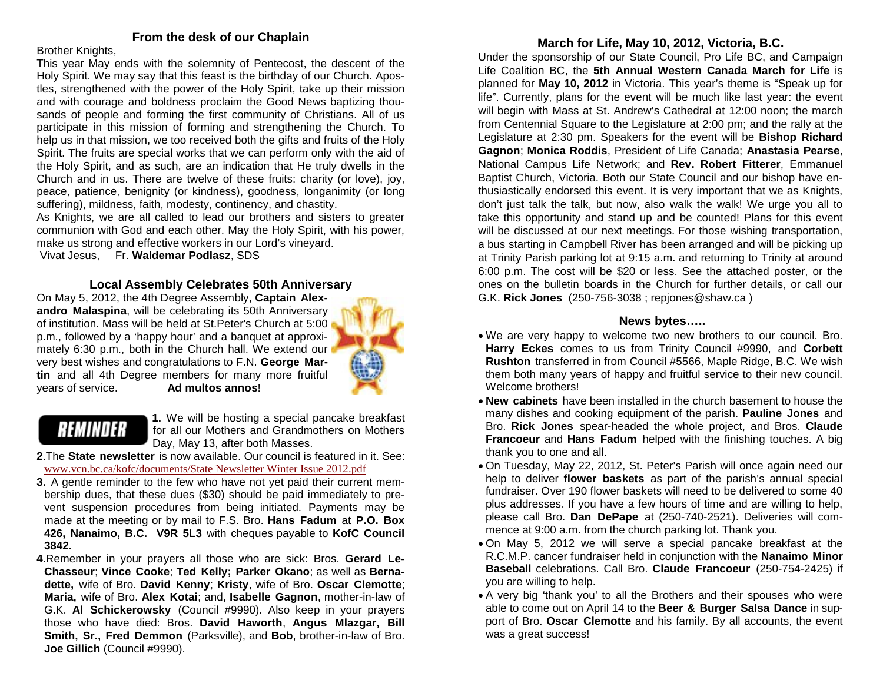## From the desk of our Chaplain

Brother Knights,

This year May ends with the solemnity of Pentecost, the descent of the Holy Spirit. We may say that this feast is the birthday of our Church. Apostles, strengthened with the power of the Holy Spirit, take up their mission and with courage and boldness proclaim the Good News baptizing thousands of people and forming the first community of Christians. All of us participate in this mission of forming and strengthening the Church. To help us in that mission, we too received both the gifts and fruits of the Holy Spirit. The fruits are special works that we can perform only with the aid of the Holy Spirit, and as such, are an indication that He truly dwells in the Church and in us. There are twelve of these fruits: charity (or love), joy, peace, patience, benignity (or kindness), goodness, longanimity (or long suffering), mildness, faith, modesty, continency, and chastity.

As Knights, we are all called to lead our brothers and sisters to greater communion with God and each other. May the Holy Spirit, with his power, make us strong and effective workers in our Lord's vineyard.

Vivat Jesus, Fr. **Waldemar Podlasz**, SDS

## Local Assembly Celebrates 50th Anniversary

On May 5, 2012, the 4th Degree Assembly, **Captain Alexandro Malaspina**, will be celebrating its 50th Anniversary of institution. Mass will be held at St.Peter's Church at 5:00 p.m., followed by a 'happy hour' and a banquet at approximately 6:30 p.m., both in the Church hall. We extend our very best wishes and congratulations to F.N. **George Martin** and all 4th Degree members for many more fruitful years of service. **Ad multos annos**!

**REMINDER**

**1.** We will be hosting a special pancake breakfast for all our Mothers and Grandmothers on Mothers Day, May 13, after both Masses.

**2**.The **State newsletter** is now available. Our council is featured in it. See: www.vcn.bc.ca/kofc/documents/State Newsletter Winter Issue 2012.pdf

**3.** A gentle reminder to the few who have not yet paid their current membership dues, that these dues ($30) should be paid immediately to prevent suspension procedures from being initiated. Payments may be made at the meeting or by mail to F.S. Bro. **Hans Fadum** at **P.O. Box 426, Nanaimo, B.C. V9R 5L3** with cheques payable to **KofC Council 3842.**

**4**.Remember in your prayers all those who are sick: Bros. **Gerard LeChasseur**; **Vince Cooke**; **Ted Kelly; Parker Okano**; as well as **Bernadette,** wife of Bro. **David Kenny**; **Kristy**, wife of Bro. **Oscar Clemotte**; **Maria,** wife of Bro. **Alex Kotai**; and, **Isabelle Gagnon**, mother-in-law of G.K. **Al Schickerowsky** (Council #9990). Also keep in your prayers those who have died: Bros. **David Haworth**, **Angus Mlazgar, Bill Smith, Sr., Fred Demmon** (Parksville), and **Bob**, brother-in-law of Bro. **Joe Gillich** (Council #9990).

## March for Life, May 10, 2012, Victoria, B.C.

Under the sponsorship of our State Council, Pro Life BC, and Campaign Life Coalition BC, the **5th Annual Western Canada March for Life** is planned for **May 10, 2012** in Victoria. This year's theme is "Speak up for life". Currently, plans for the event will be much like last year: the event will begin with Mass at St. Andrew's Cathedral at 12:00 noon; the march from Centennial Square to the Legislature at 2:00 pm; and the rally at the Legislature at 2:30 pm. Speakers for the event will be **Bishop Richard Gagnon**; **Monica Roddis**, President of Life Canada; **Anastasia Pearse**, National Campus Life Network; and **Rev. Robert Fitterer**, Emmanuel Baptist Church, Victoria. Both our State Council and our bishop have enthusiastically endorsed this event. It is very important that we as Knights, don't just talk the talk, but now, also walk the walk! We urge you all to take this opportunity and stand up and be counted! Plans for this event will be discussed at our next meetings. For those wishing transportation, a bus starting in Campbell River has been arranged and will be picking up at Trinity Parish parking lot at 9:15 a.m. and returning to Trinity at around 6:00 p.m. The cost will be $20 or less. See the attached poster, or the ones on the bulletin boards in the Church for further details, or call our G.K. **Rick Jones** (250-756-3038 ; repjones@shaw.ca )

## News bytes…..

- We are very happy to welcome two new brothers to our council. Bro. **Harry Eckes** comes to us from Trinity Council #9990, and **Corbett Rushton** transferred in from Council #5566, Maple Ridge, B.C. We wish them both many years of happy and fruitful service to their new council. Welcome brothers!
- **New cabinets** have been installed in the church basement to house the many dishes and cooking equipment of the parish. **Pauline Jones** and Bro. **Rick Jones** spear-headed the whole project, and Bros. **Claude Francoeur** and **Hans Fadum** helped with the finishing touches. A big thank you to one and all.
- On Tuesday, May 22, 2012, St. Peter's Parish will once again need our help to deliver **flower baskets** as part of the parish's annual special fundraiser. Over 190 flower baskets will need to be delivered to some 40 plus addresses. If you have a few hours of time and are willing to help, please call Bro. **Dan DePape** at (250-740-2521). Deliveries will commence at 9:00 a.m. from the church parking lot. Thank you.
- On May 5, 2012 we will serve a special pancake breakfast at the R.C.M.P. cancer fundraiser held in conjunction with the **Nanaimo Minor Baseball** celebrations. Call Bro. **Claude Francoeur** (250-754-2425) if you are willing to help.
- A very big 'thank you' to all the Brothers and their spouses who were able to come out on April 14 to the **Beer & Burger Salsa Dance** in support of Bro. **Oscar Clemotte** and his family. By all accounts, the event was a great success!